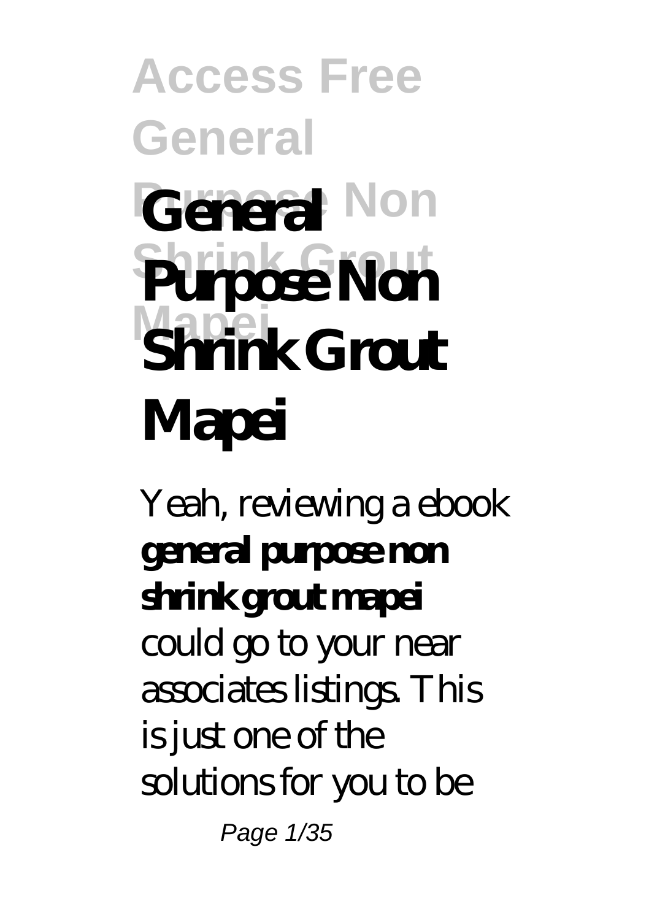# General Purpose Non Shrink Grout Mapei

Yeah, reviewing a ebook **general purpose non shrink grout mapei** could go to your near associates listings. This is just one of the solutions for you to be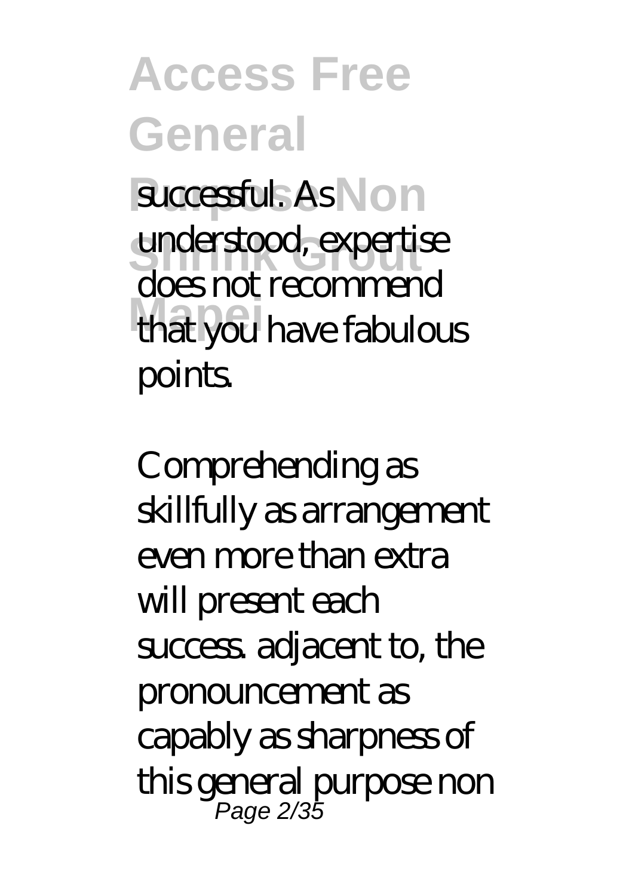successful. As understood, expertise does not recommend that you have fabulous points.

Comprehending as skillfully as arrangement even more than extra will present each success. adjacent to, the pronouncement as capably as sharpness of this general purpose non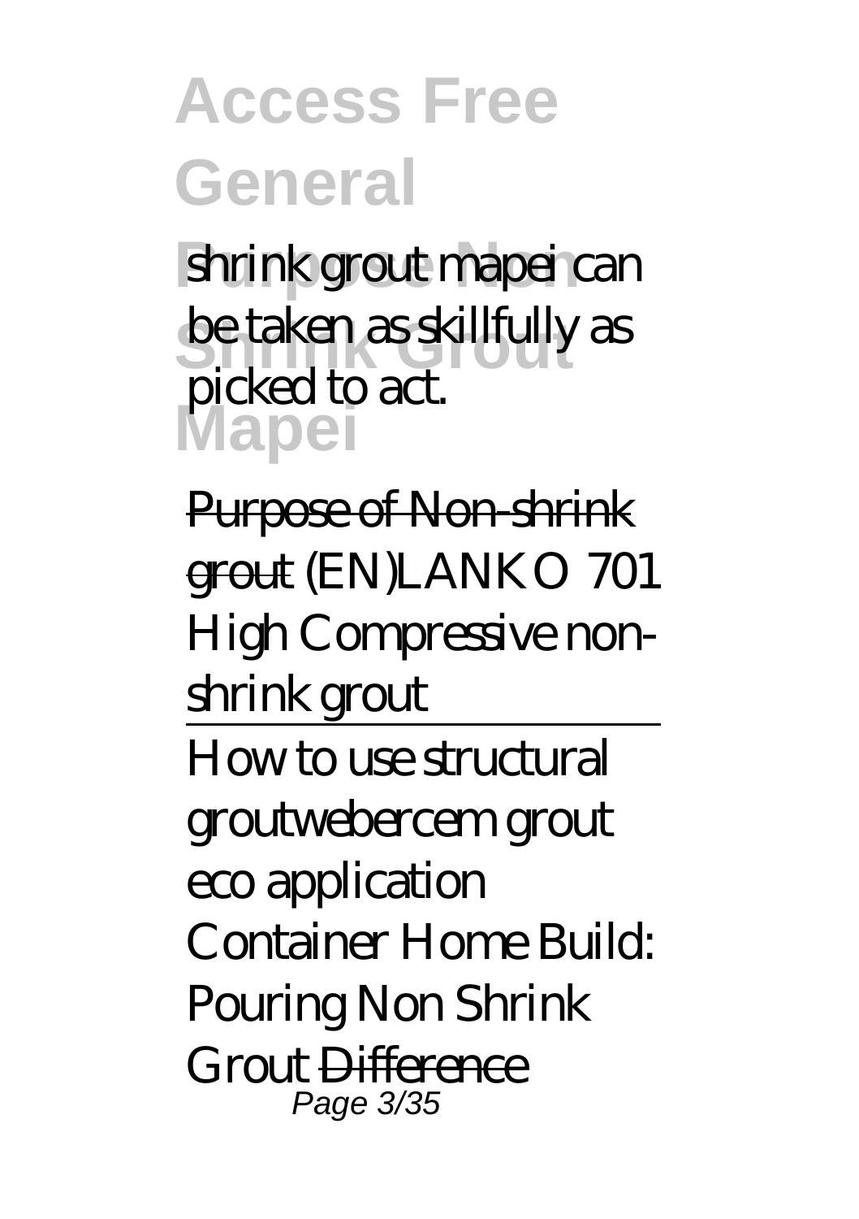shrink grout mapei can be taken as skillfully as picked to act.

~~Purpose of Non-shrink grout~~ *(EN)LANKO 701 High Compressive non-shrink grout*

---

How to use structural grout*webercem grout eco application* *Container Home Build: Pouring Non Shrink Grout* ~~Difference~~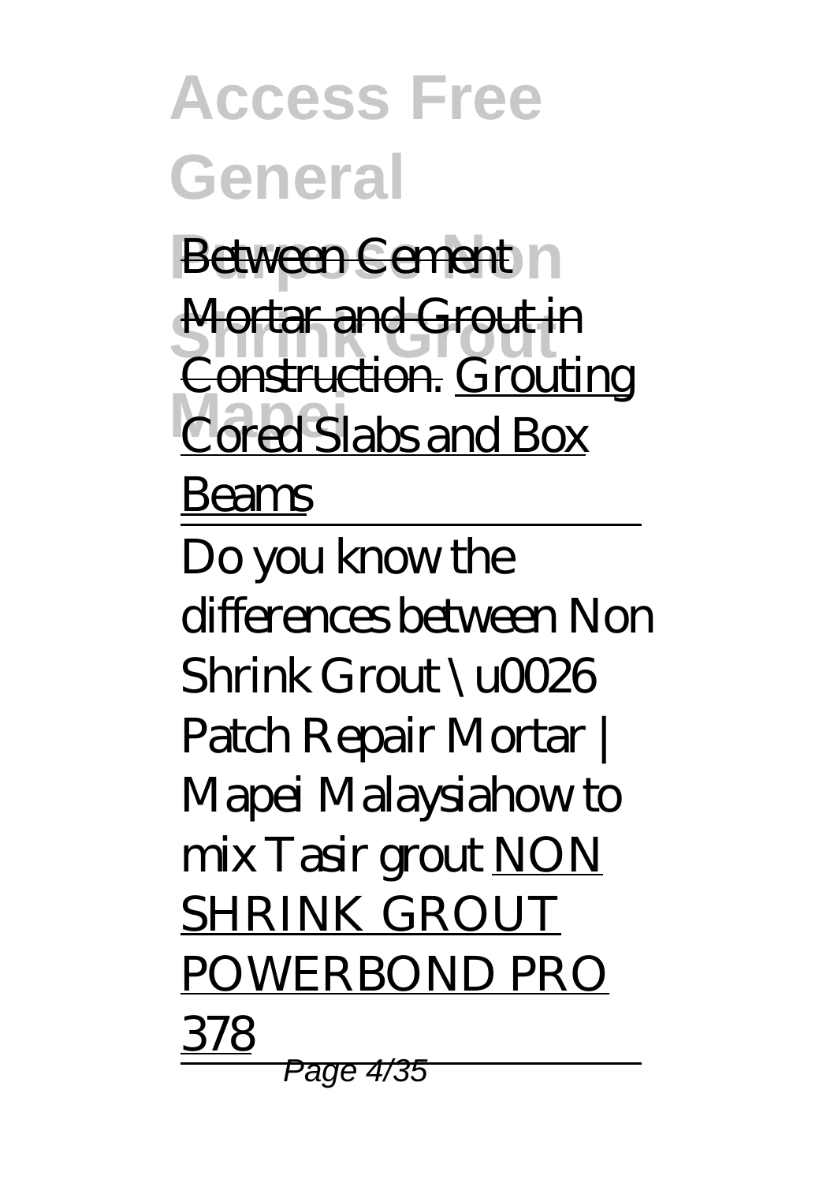~~Between Cement Mortar and Grout in Construction.~~ Grouting Cored Slabs and Box Beams

Do you know the differences between Non Shrink Grout \u0026 Patch Repair Mortar | Mapei Malaysia*how to mix Tasir grout* NON SHRINK GROUT POWERBOND PRO 378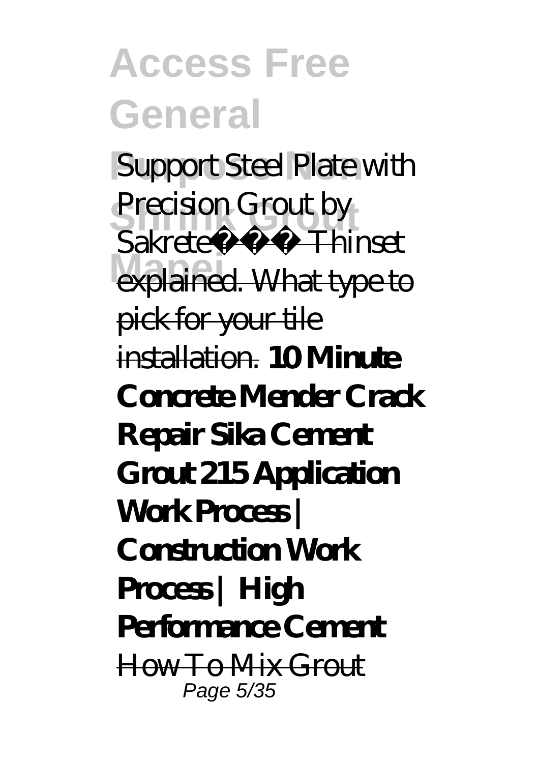*Support Steel Plate with Precision Grout by Sakrete* Thinset explained. What type to pick for your tile installation. **10 Minute Concrete Mender Crack Repair Sika Cement Grout 215 Application Work Process | Construction Work Process | High Performance Cement** How To Mix Grout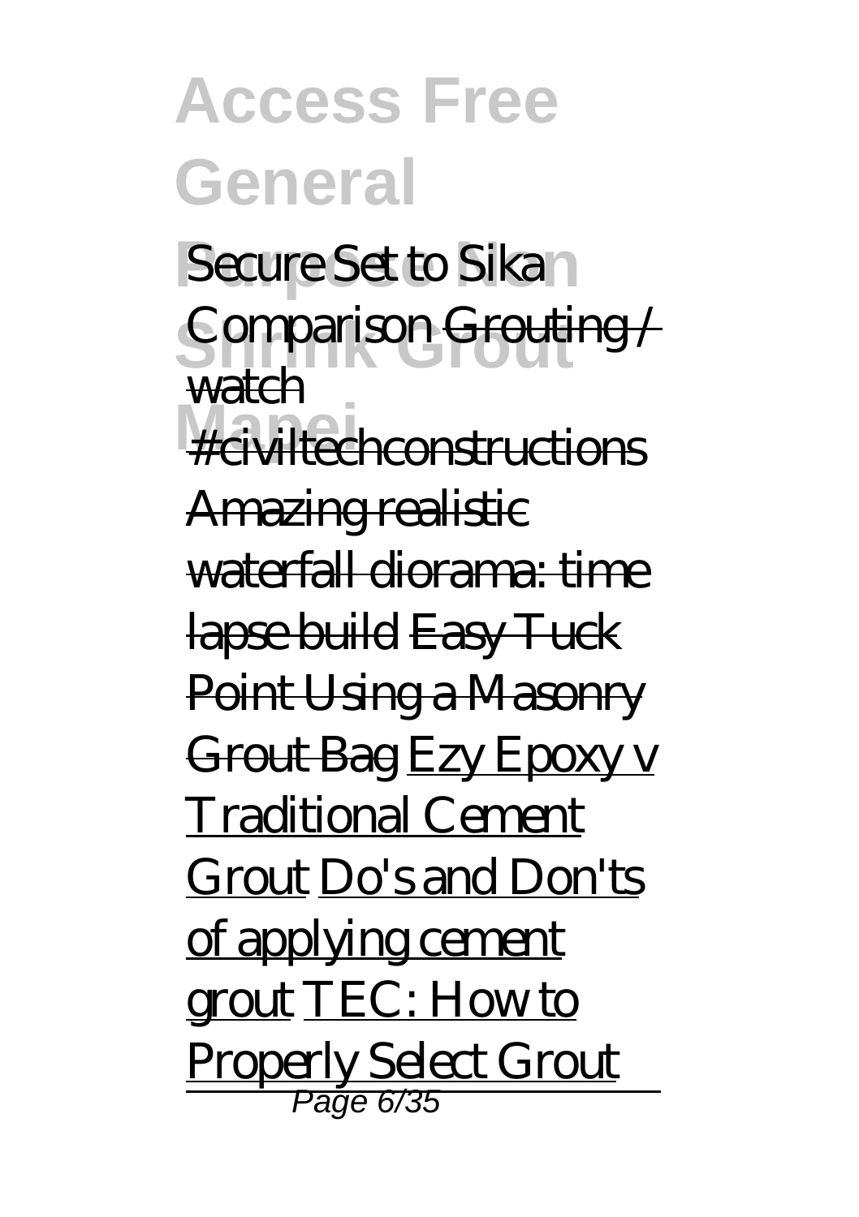*Secure Set to Sika Comparison* Grouting / watch #civiltechconstructions Amazing realistic waterfall diorama: time lapse build Easy Tuck Point Using a Masonry Grout Bag Ezy Epoxy v Traditional Cement Grout Do's and Don'ts of applying cement grout TEC: How to Properly Select Grout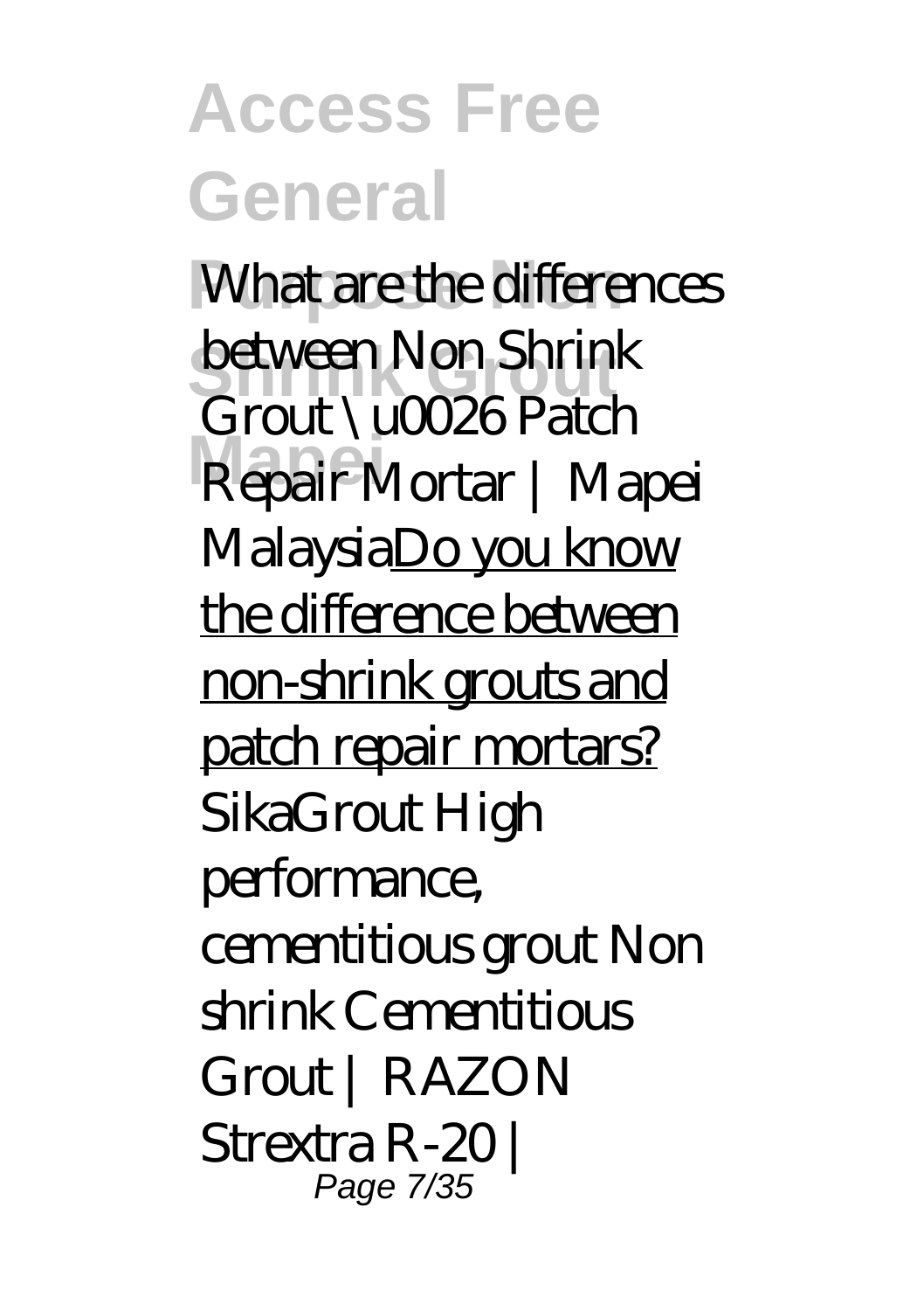*What are the differences between Non Shrink Grout \u0026 Patch Repair Mortar | Mapei Malaysia*Do you know the difference between non-shrink grouts and patch repair mortars? *SikaGrout High performance, cementitious grout Non shrink Cementitious Grout | RAZON Strextra R-20 |*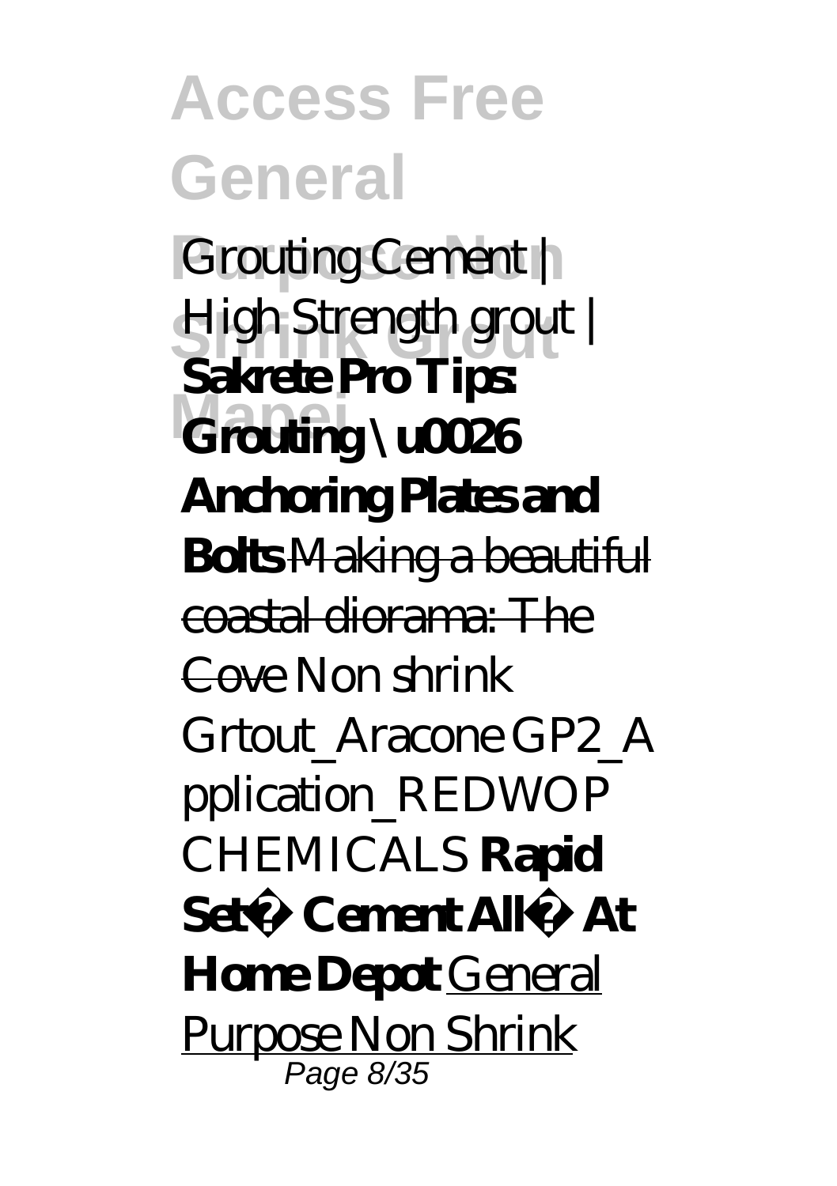*Grouting Cement | High Strength grout |* **Sakrete Pro Tips: Grouting \u0026 Anchoring Plates and Bolts** ~~Making a beautiful coastal diorama: The Cove~~ *Non shrink Grtout_Aracone GP2_Application_REDWOP CHEMICALS* **Rapid Set® Cement All® At Home Depot** General Purpose Non Shrink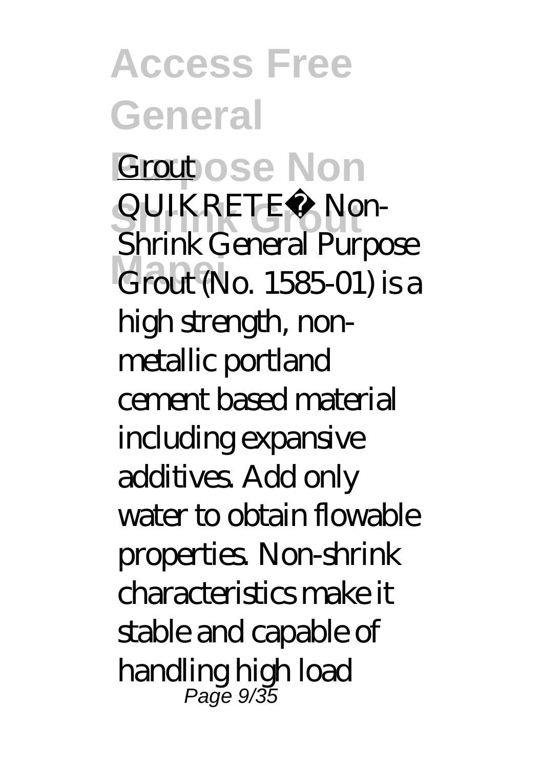Grout

QUIKRETE® Non-Shrink General Purpose Grout (No. 1585-01) is a high strength, non-metallic portland cement based material including expansive additives. Add only water to obtain flowable properties. Non-shrink characteristics make it stable and capable of handling high load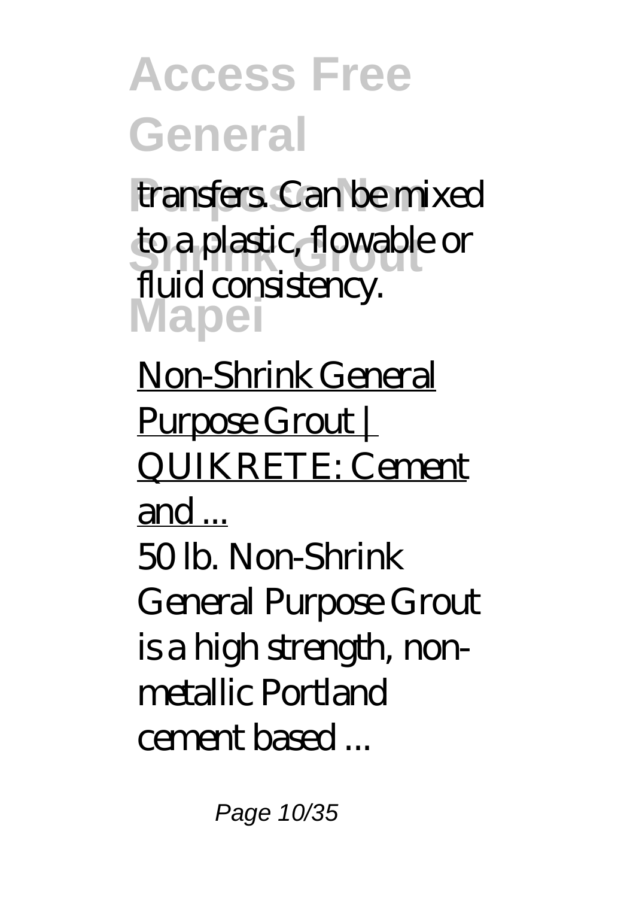transfers. Can be mixed to a plastic, flowable or fluid consistency.

Non-Shrink General Purpose Grout | QUIKRETE: Cement and ...

50 lb. Non-Shrink General Purpose Grout is a high strength, non-metallic Portland cement based ...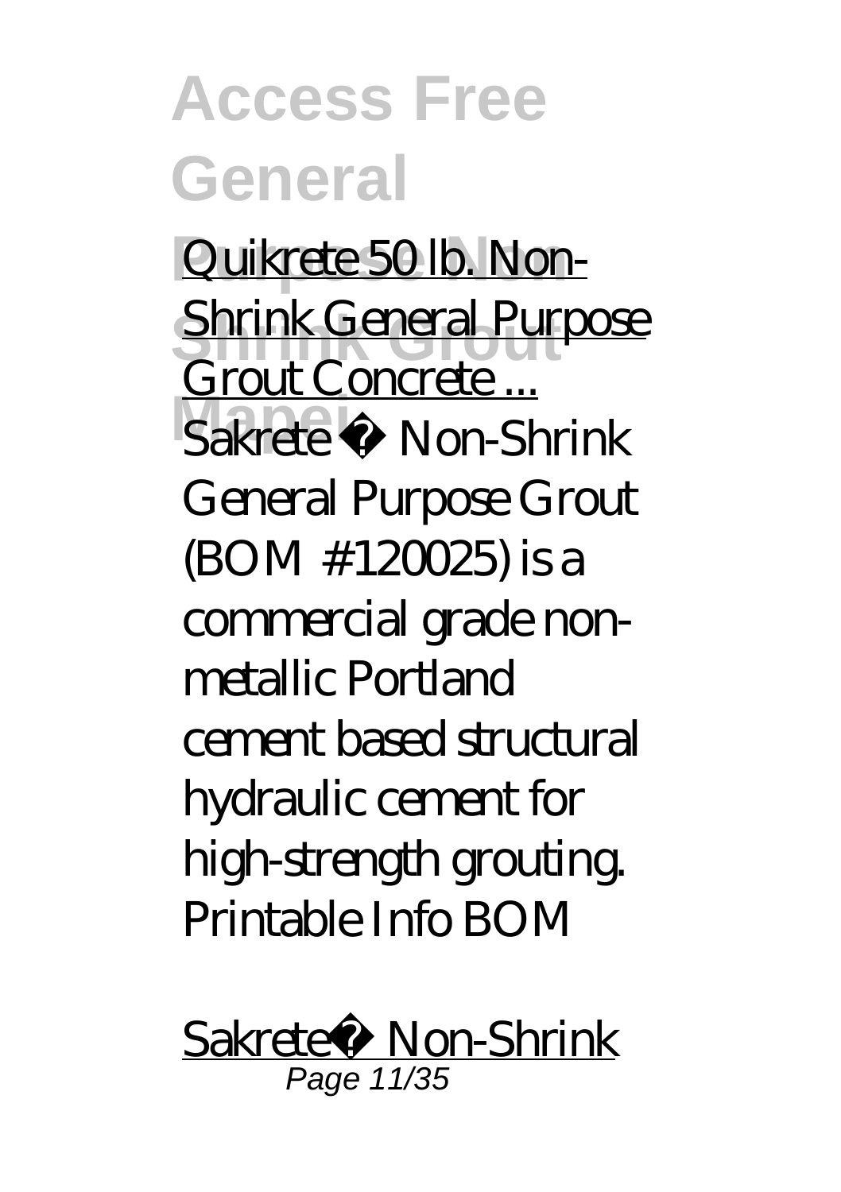Quikrete 50 lb. Non-Shrink General Purpose Grout Concrete ...

Sakrete ® Non-Shrink General Purpose Grout (BOM #120025) is a commercial grade non-metallic Portland cement based structural hydraulic cement for high-strength grouting. Printable Info BOM

Sakrete® Non-Shrink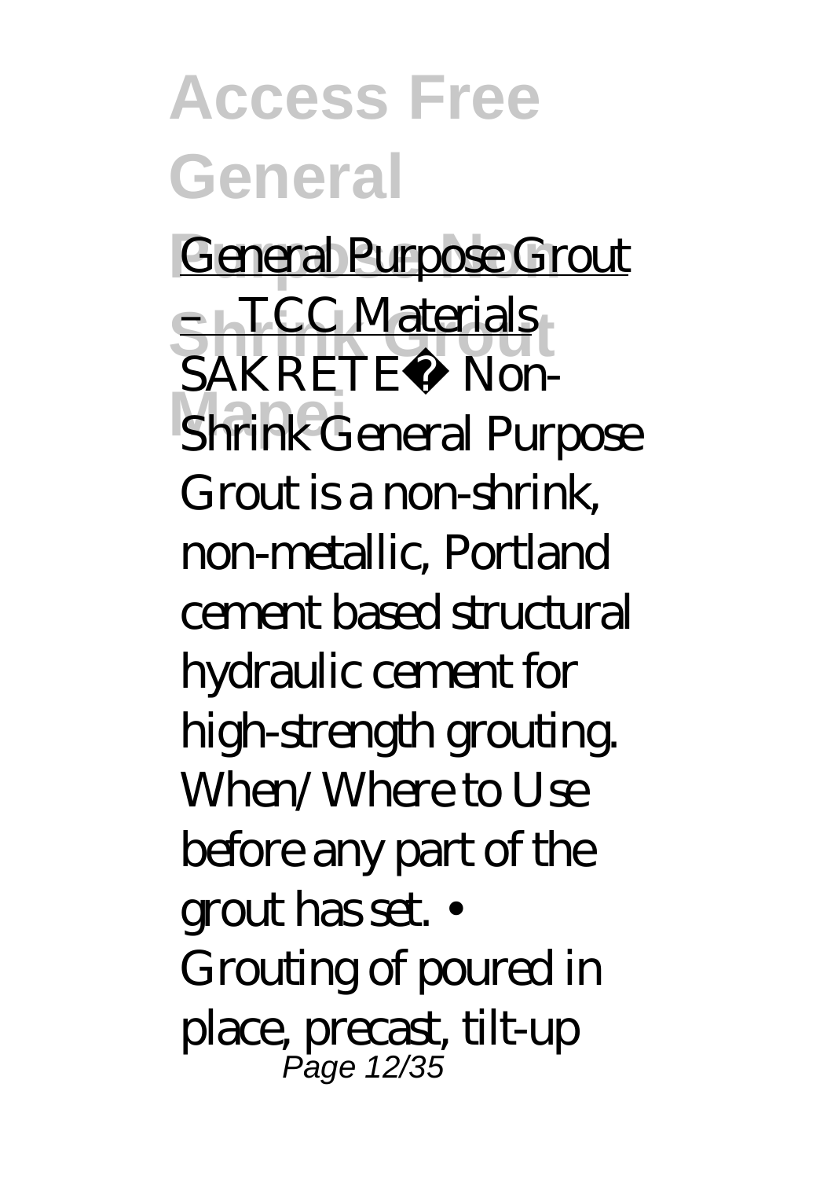General Purpose Grout – TCC Materials

SAKRETE® Non-Shrink General Purpose Grout is a non-shrink, non-metallic, Portland cement based structural hydraulic cement for high-strength grouting. When/Where to Use before any part of the grout has set. • Grouting of poured in place, precast, tilt-up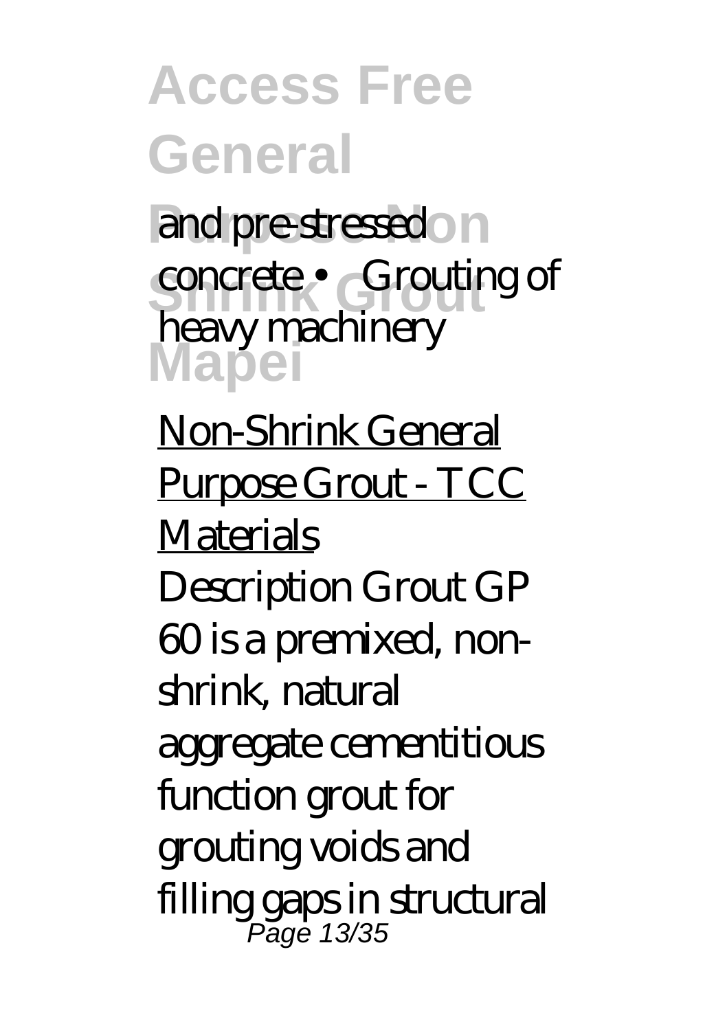and pre-stressed concrete • Grouting of heavy machinery

Non-Shrink General Purpose Grout - TCC Materials

Description Grout GP 60 is a premixed, non-shrink, natural aggregate cementitious function grout for grouting voids and filling gaps in structural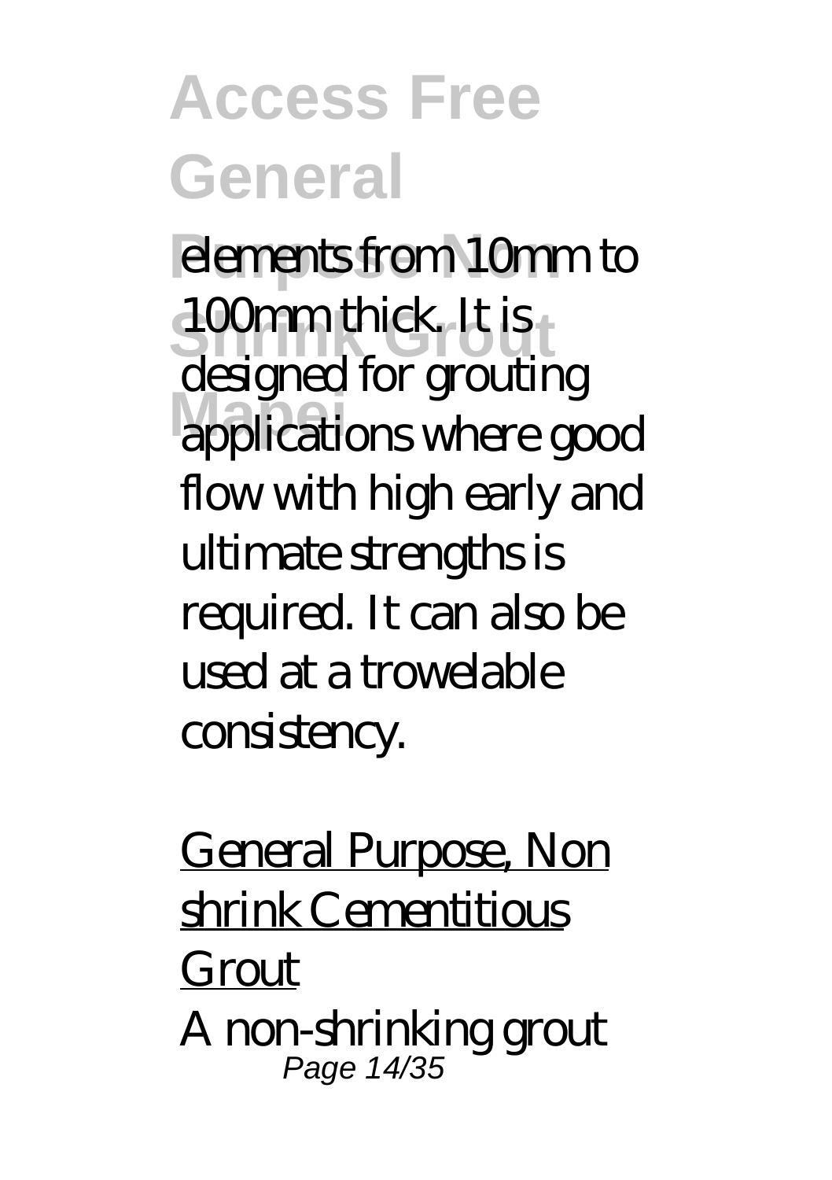elements from 10mm to 100mm thick. It is designed for grouting applications where good flow with high early and ultimate strengths is required. It can also be used at a trowelable consistency.

General Purpose, Non shrink Cementitious Grout

A non-shrinking grout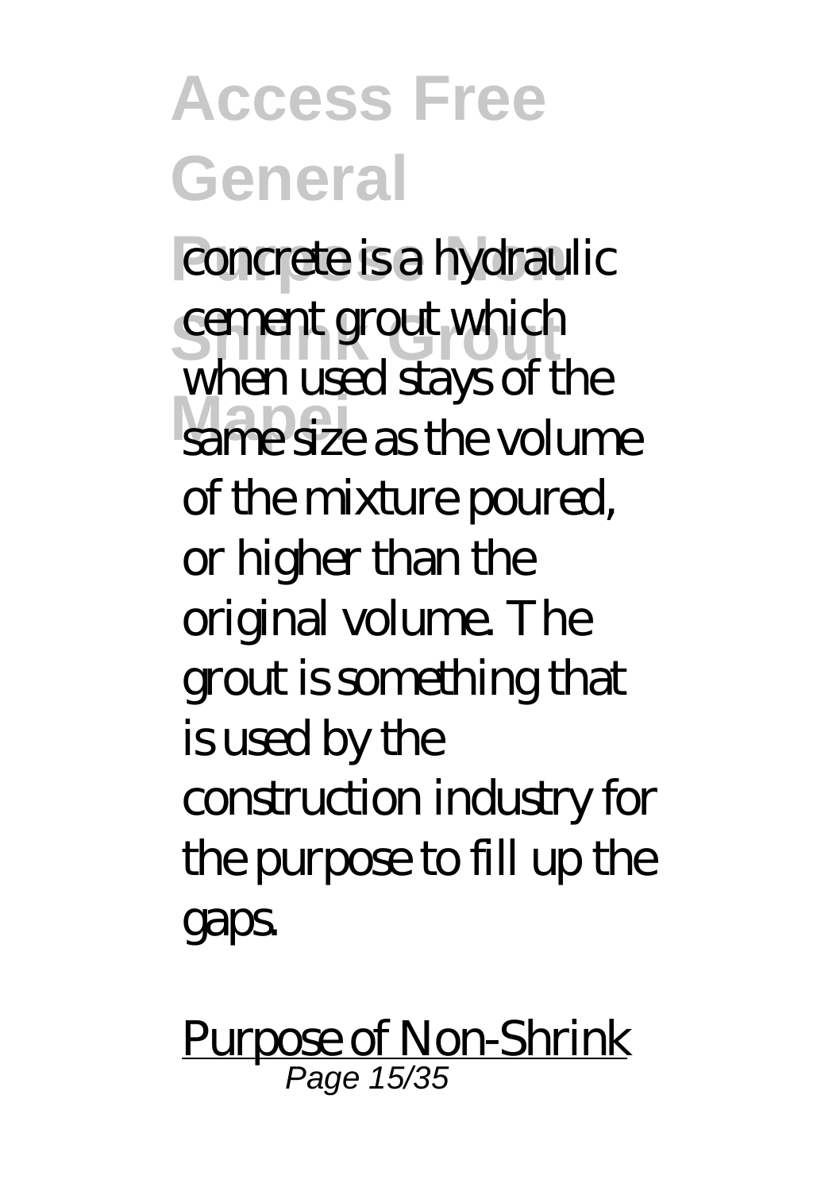concrete is a hydraulic cement grout which when used stays of the same size as the volume of the mixture poured, or higher than the original volume. The grout is something that is used by the construction industry for the purpose to fill up the gaps.

Purpose of Non-Shrink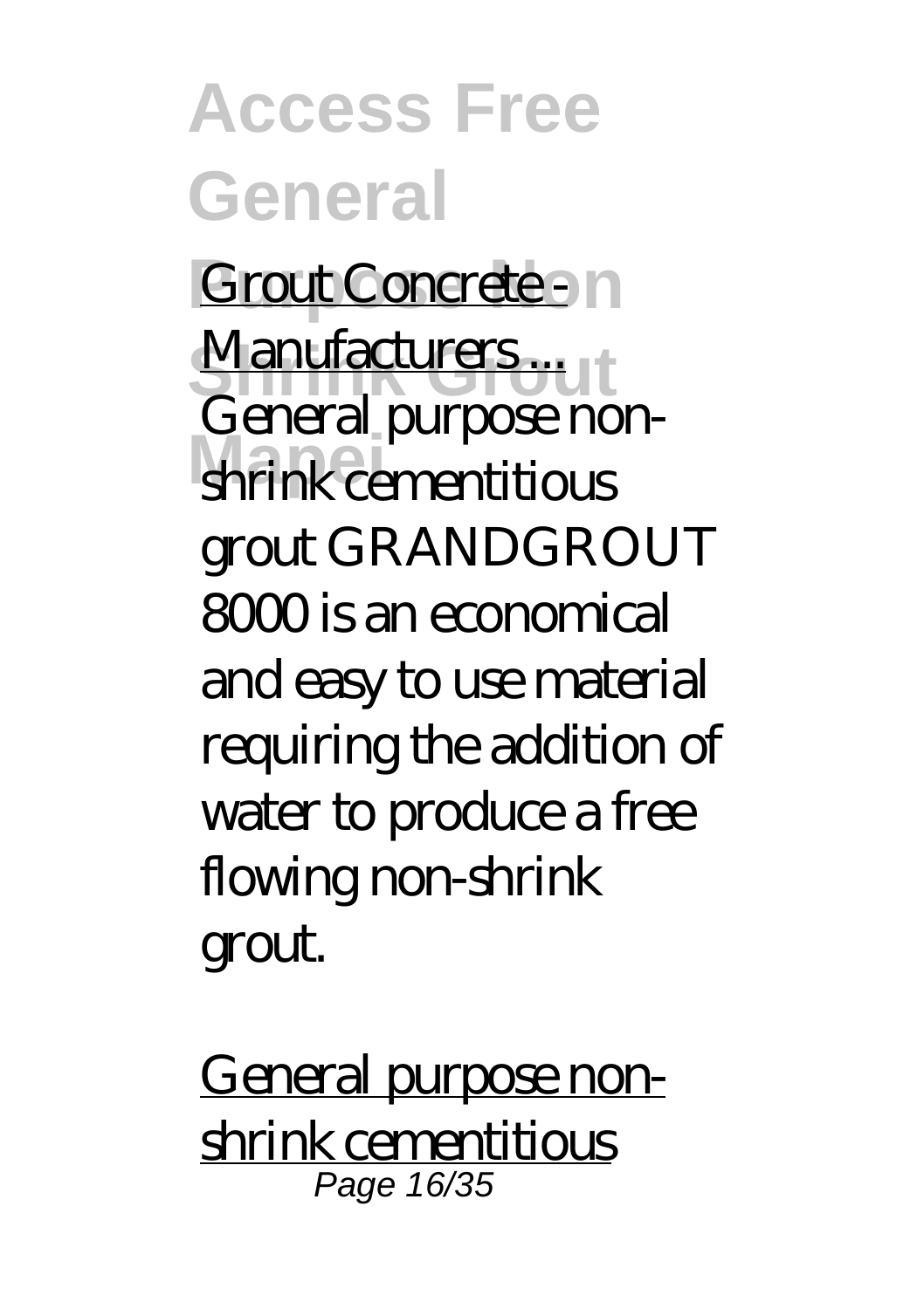Grout Concrete - Manufacturers ...

General purpose non-shrink cementitious grout GRANDGROUT 8000 is an economical and easy to use material requiring the addition of water to produce a free flowing non-shrink grout.

General purpose non-shrink cementitious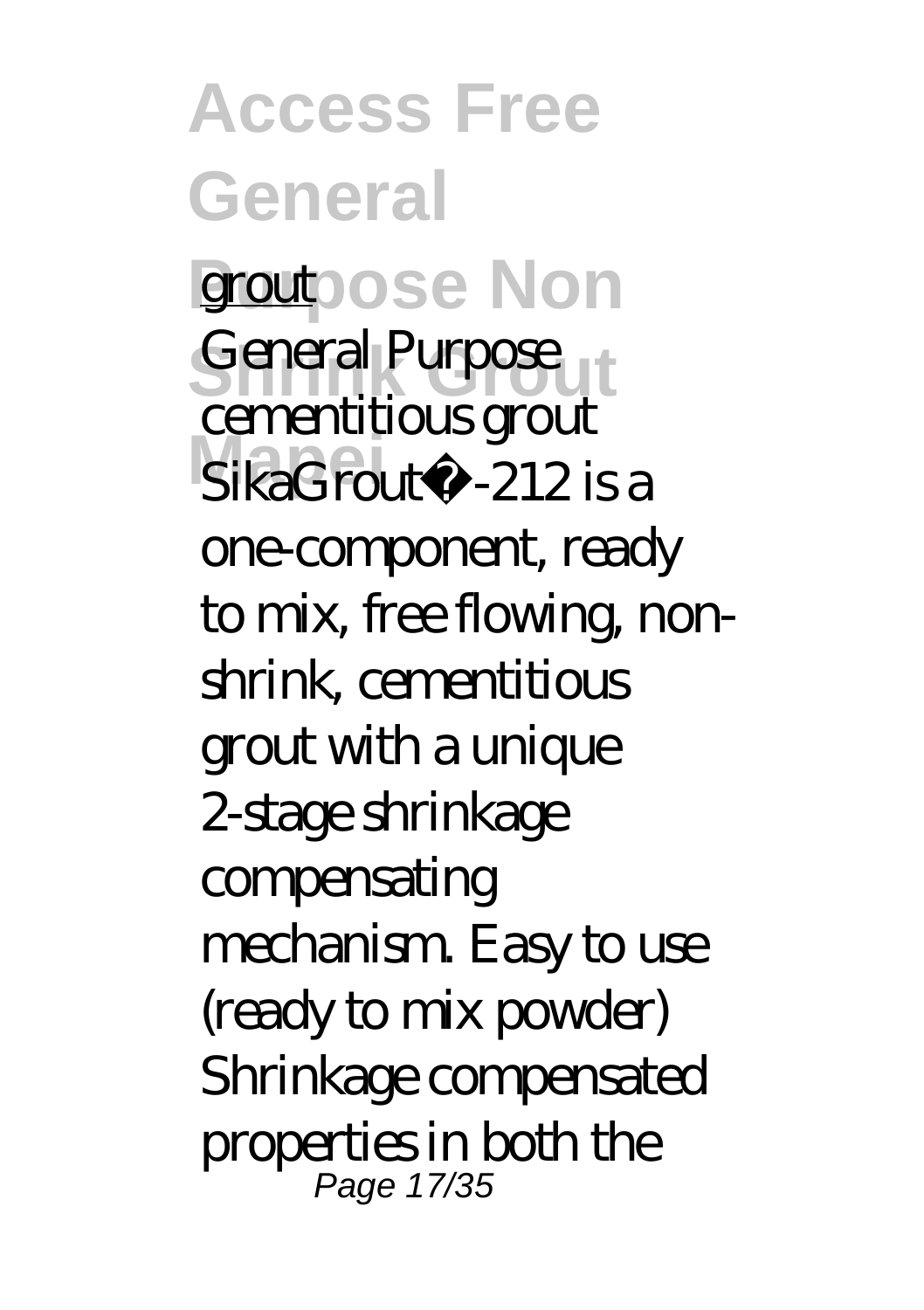grout

General Purpose cementitious grout SikaGrout®-212 is a one-component, ready to mix, free flowing, non-shrink, cementitious grout with a unique 2-stage shrinkage compensating mechanism. Easy to use (ready to mix powder) Shrinkage compensated properties in both the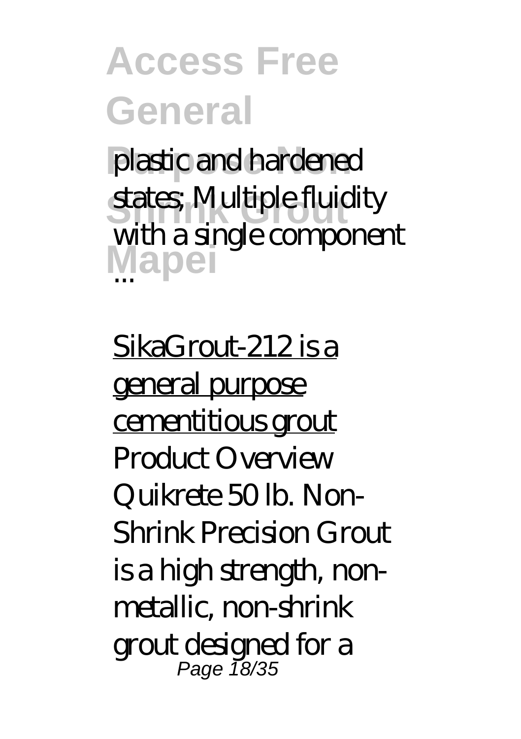plastic and hardened states; Multiple fluidity with a single component ...

SikaGrout-212 is a general purpose cementitious grout

Product Overview Quikrete 50 lb. Non-Shrink Precision Grout is a high strength, non-metallic, non-shrink grout designed for a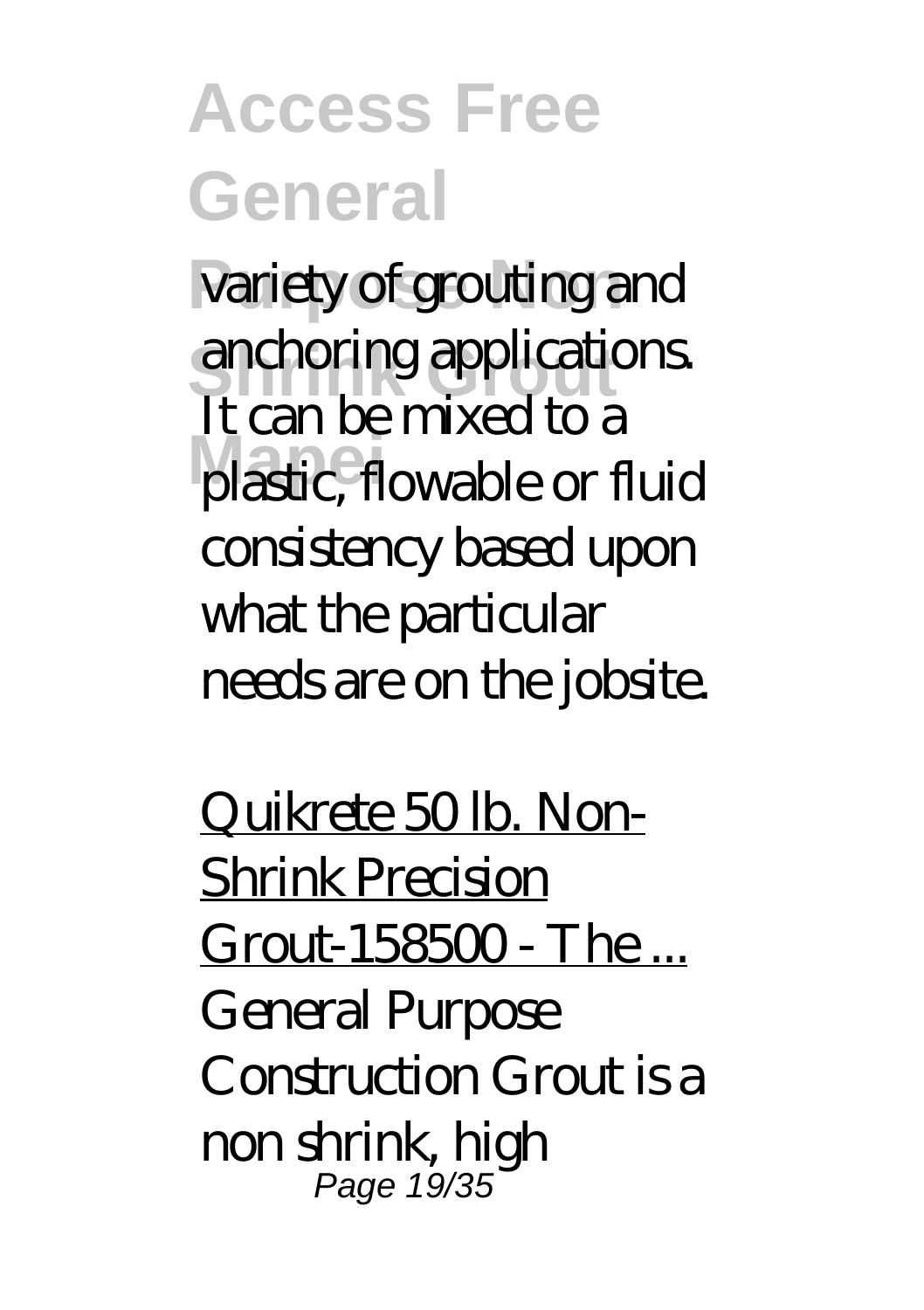variety of grouting and anchoring applications. It can be mixed to a plastic, flowable or fluid consistency based upon what the particular needs are on the jobsite.

Quikrete 50 lb. Non-Shrink Precision Grout-158500 - The ...

General Purpose Construction Grout is a non shrink, high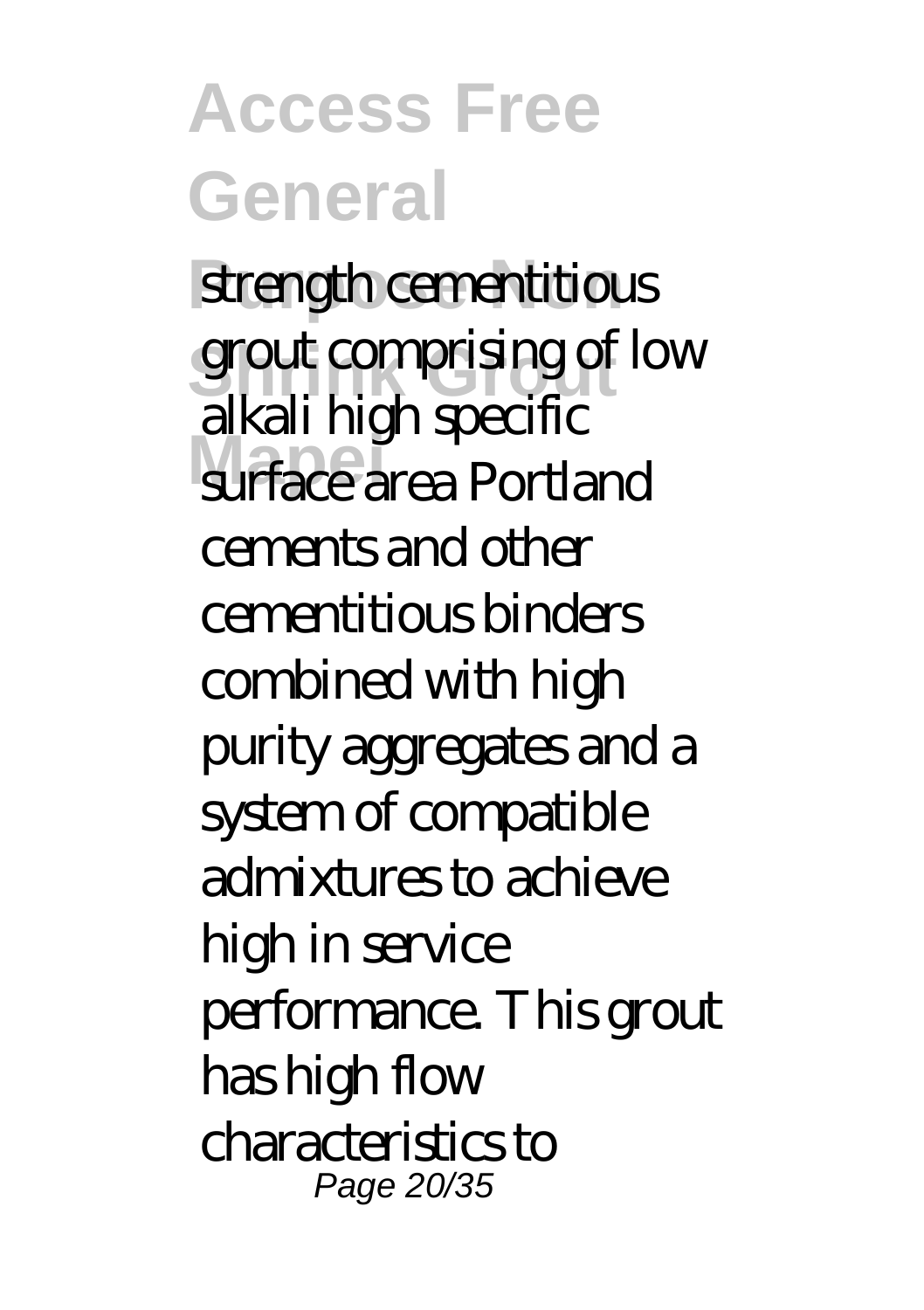strength cementitious grout comprising of low alkali high specific surface area Portland cements and other cementitious binders combined with high purity aggregates and a system of compatible admixtures to achieve high in service performance. This grout has high flow characteristics to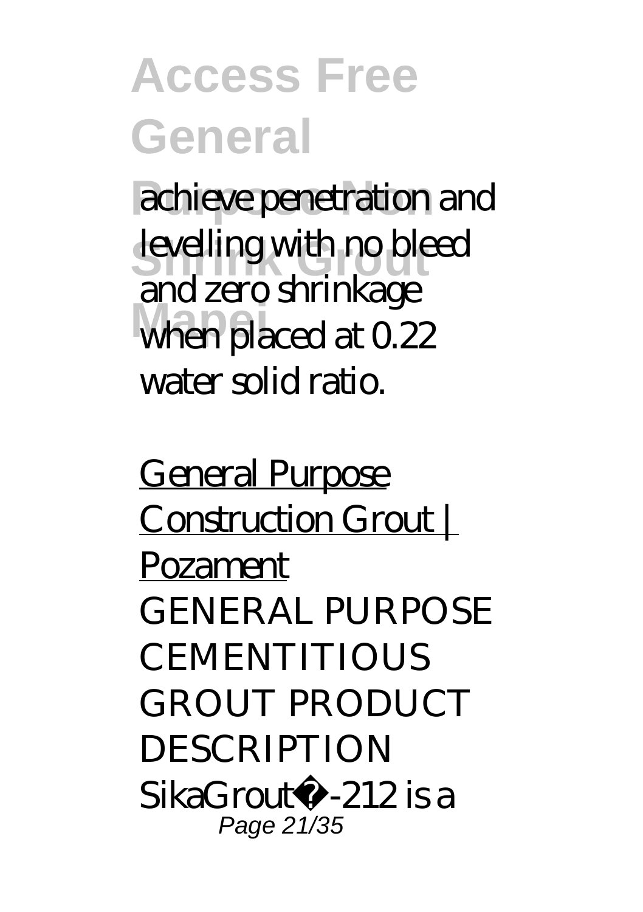achieve penetration and levelling with no bleed and zero shrinkage when placed at 0.22 water solid ratio.

General Purpose Construction Grout | Pozament

GENERAL PURPOSE CEMENTITIOUS GROUT PRODUCT DESCRIPTION SikaGrout�-212 is a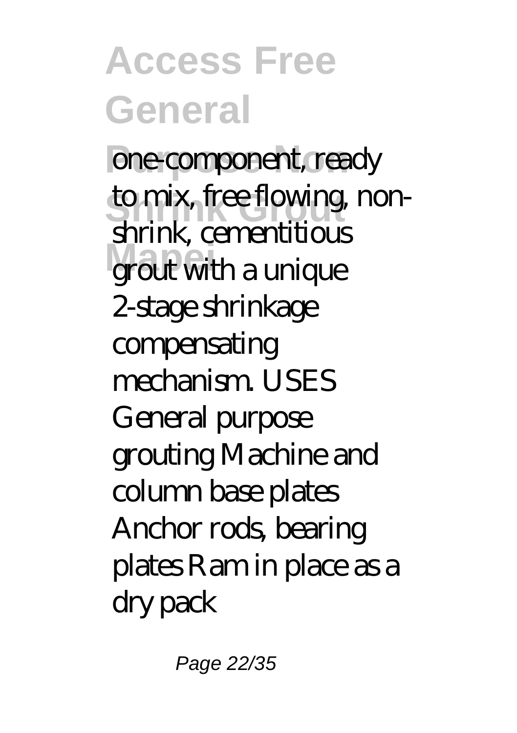one-component, ready to mix, free flowing, non-shrink, cementitious grout with a unique 2-stage shrinkage compensating mechanism. USES General purpose grouting Machine and column base plates Anchor rods, bearing plates Ram in place as a dry pack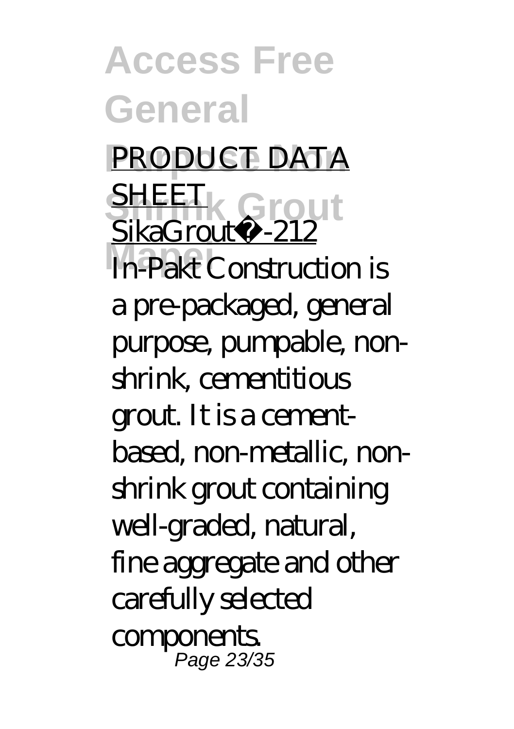PRODUCT DATA SHEET SikaGrout®-212

In-Pakt Construction is a pre-packaged, general purpose, pumpable, non-shrink, cementitious grout. It is a cement-based, non-metallic, non-shrink grout containing well-graded, natural, fine aggregate and other carefully selected components.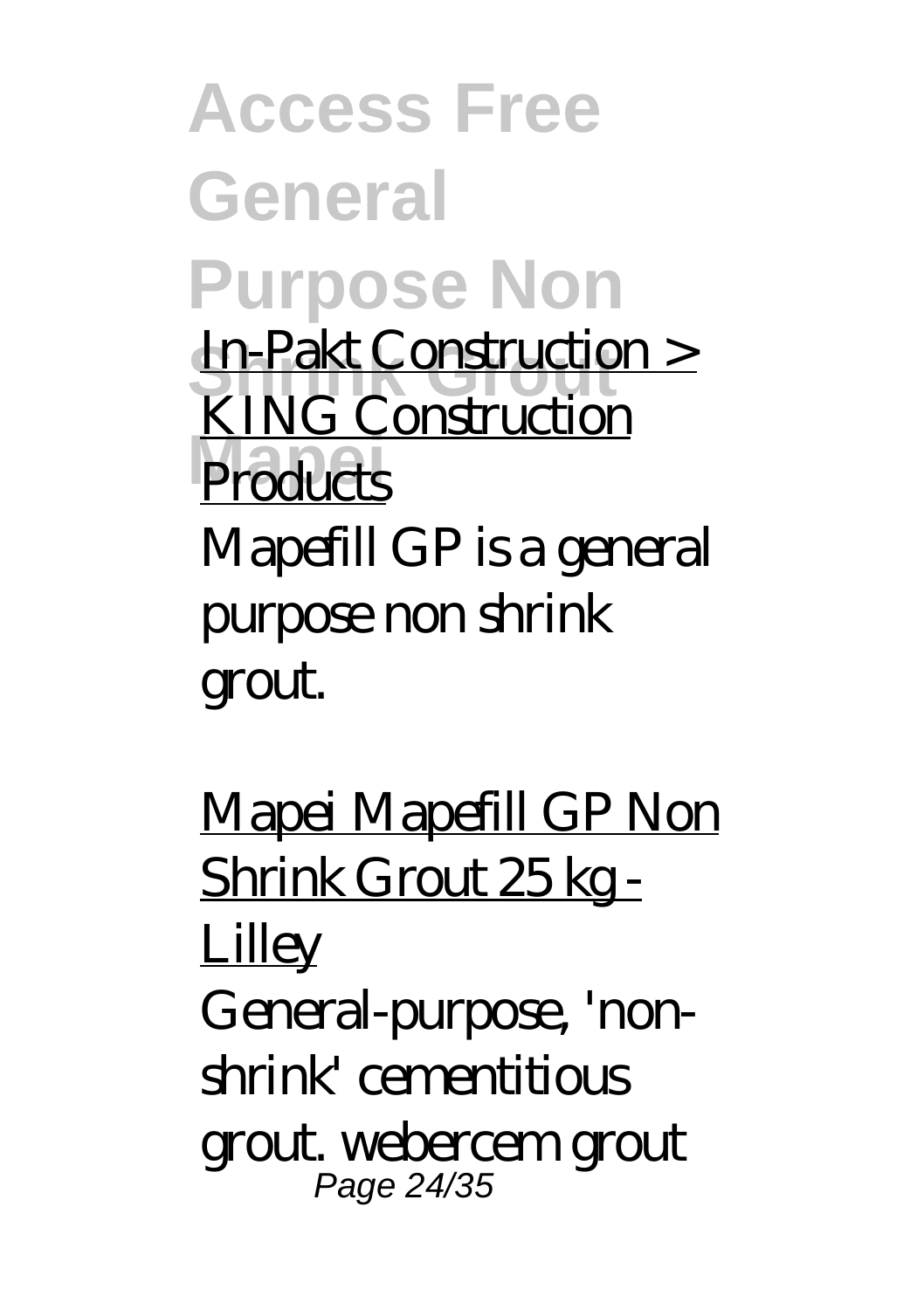In-Pakt Construction > KING Construction Products

Mapefill GP is a general purpose non shrink grout.

Mapei Mapefill GP Non Shrink Grout 25 kg - Lilley

General-purpose, 'non-shrink' cementitious grout. webercem grout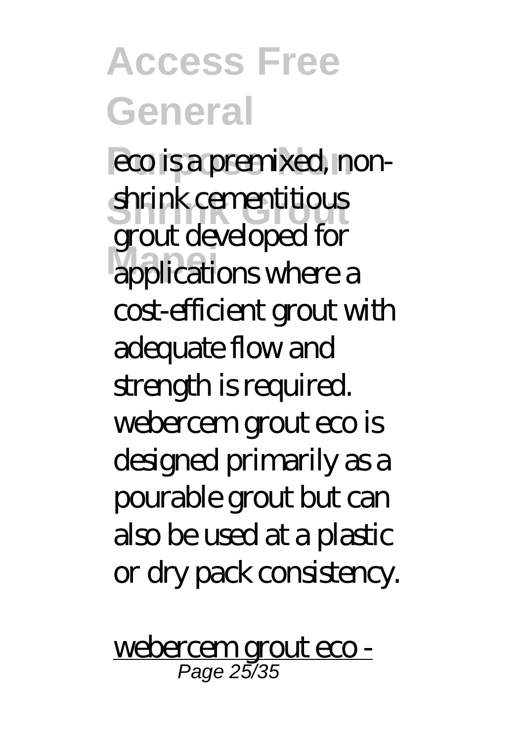eco is a premixed, non-shrink cementitious grout developed for applications where a cost-efficient grout with adequate flow and strength is required. webercem grout eco is designed primarily as a pourable grout but can also be used at a plastic or dry pack consistency.

webercem grout eco -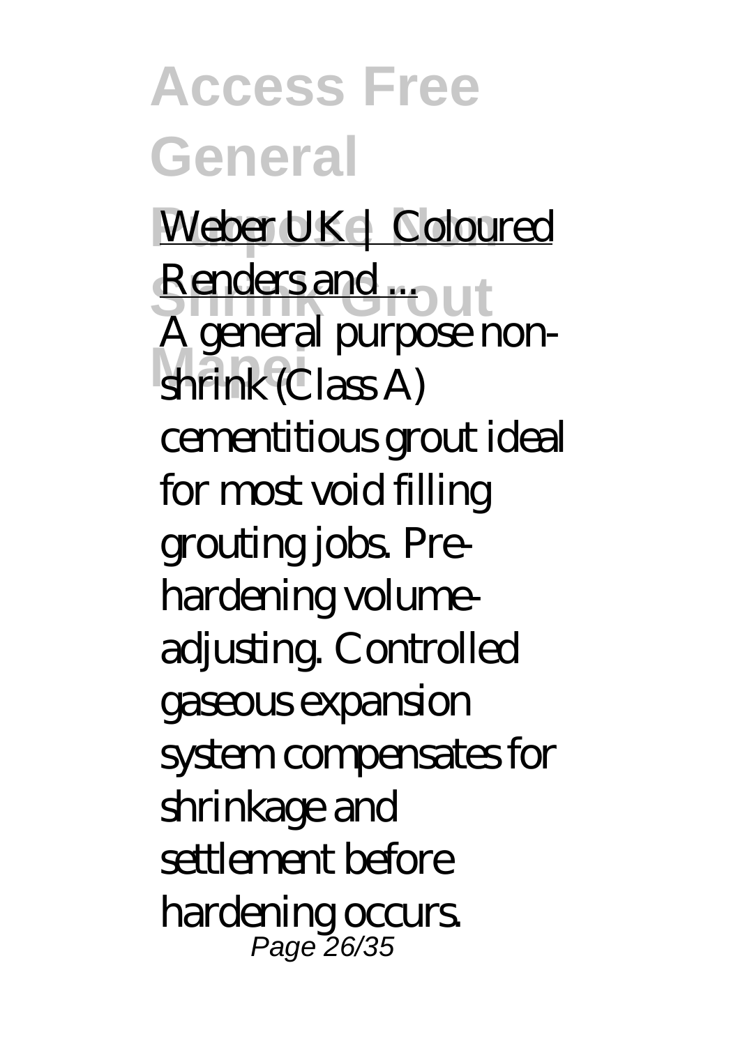Weber UK | Coloured Renders and ...

A general purpose non-shrink (Class A) cementitious grout ideal for most void filling grouting jobs. Pre-hardening volume-adjusting. Controlled gaseous expansion system compensates for shrinkage and settlement before hardening occurs.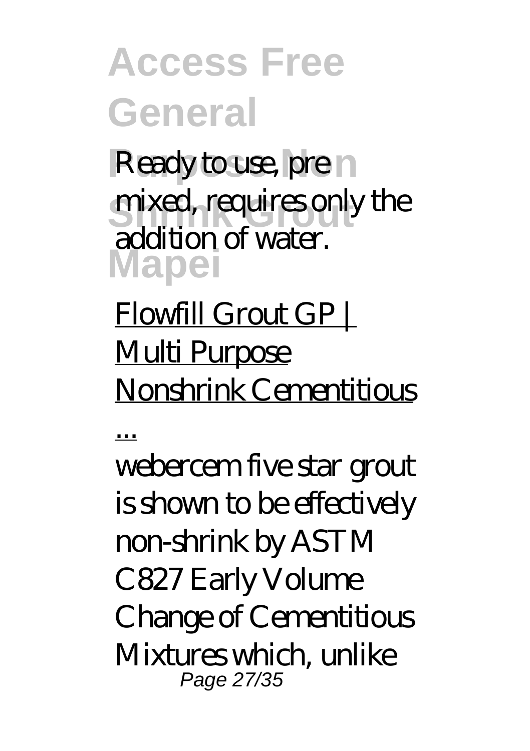Ready to use, pre mixed, requires only the addition of water.

Flowfill Grout GP | Multi Purpose Nonshrink Cementitious ...

webercem five star grout is shown to be effectively non-shrink by ASTM C827 Early Volume Change of Cementitious Mixtures which, unlike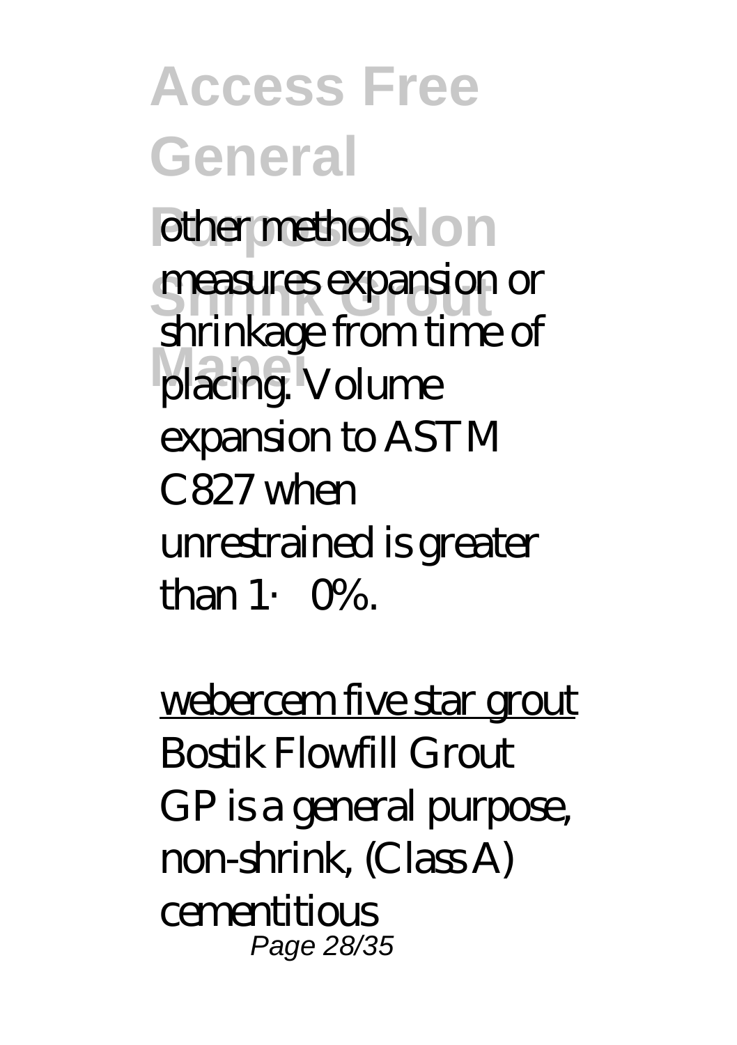other methods, measures expansion or shrinkage from time of placing. Volume expansion to ASTM C827 when unrestrained is greater than 1·0%.

webercem five star grout

Bostik Flowfill Grout GP is a general purpose, non-shrink, (Class A) cementitious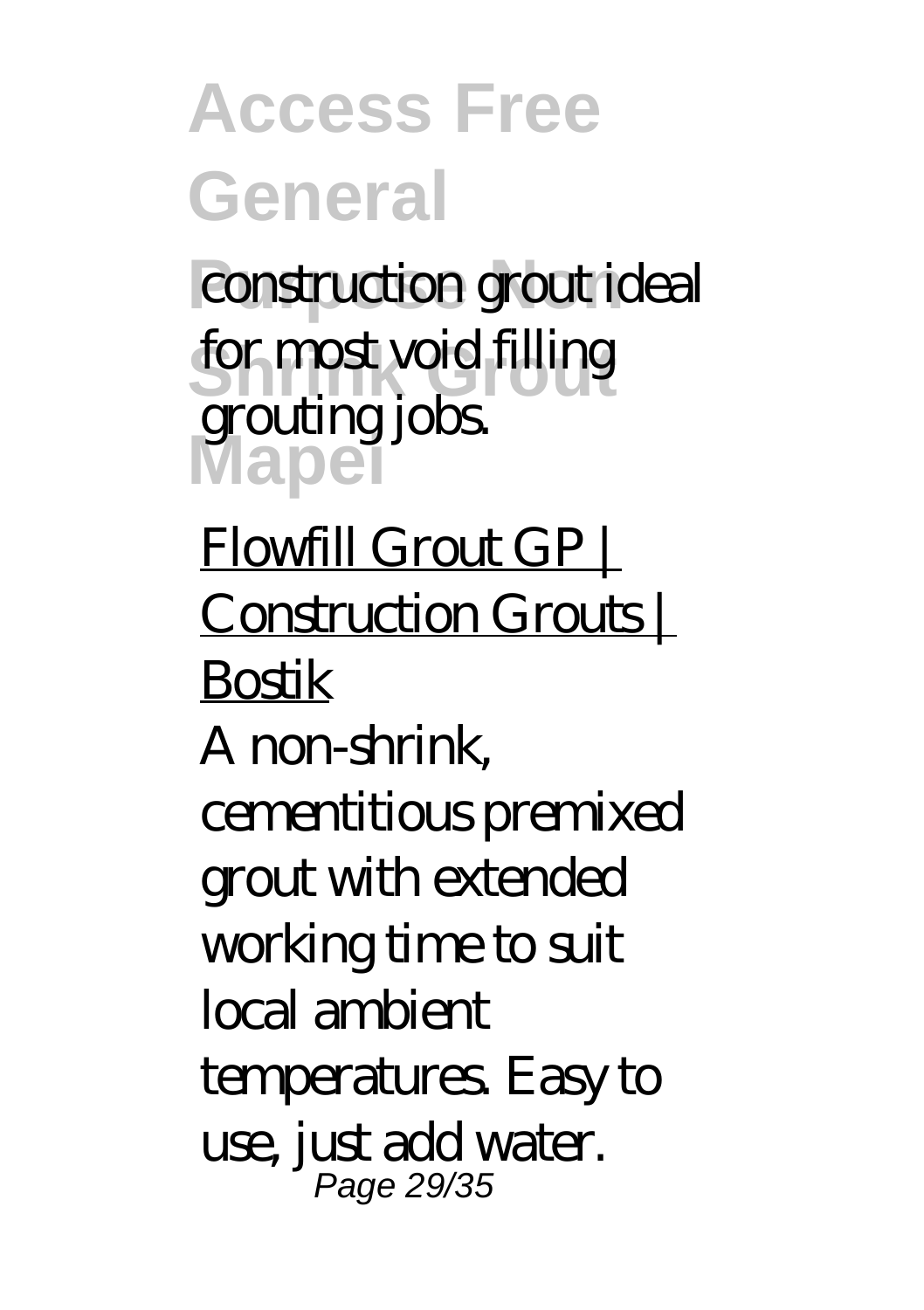construction grout ideal for most void filling grouting jobs.

Flowfill Grout GP | Construction Grouts | Bostik

A non-shrink, cementitious premixed grout with extended working time to suit local ambient temperatures. Easy to use, just add water.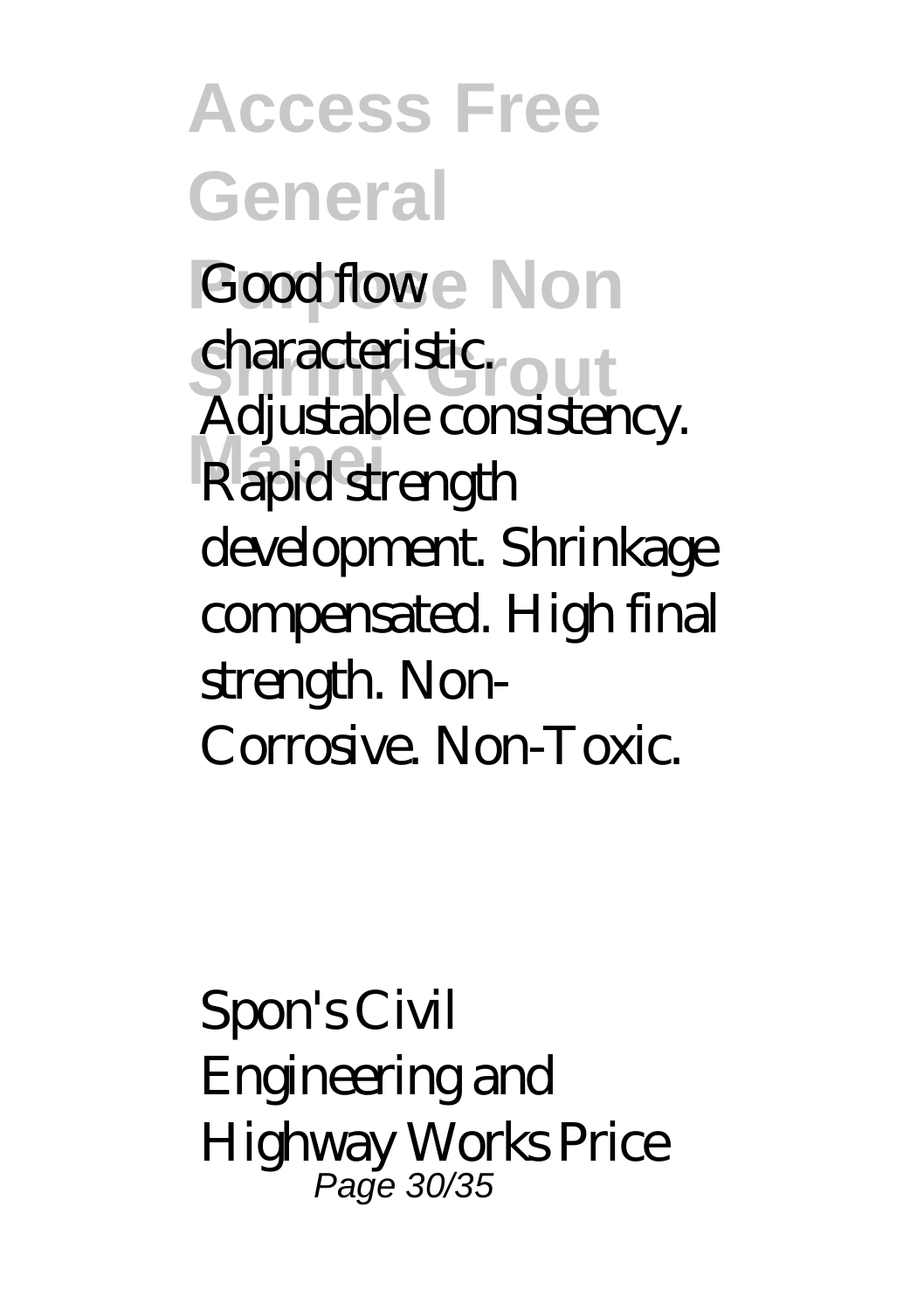Good flow characteristic. Adjustable consistency. Rapid strength development. Shrinkage compensated. High final strength. Non-Corrosive. Non-Toxic.

Spon's Civil Engineering and Highway Works Price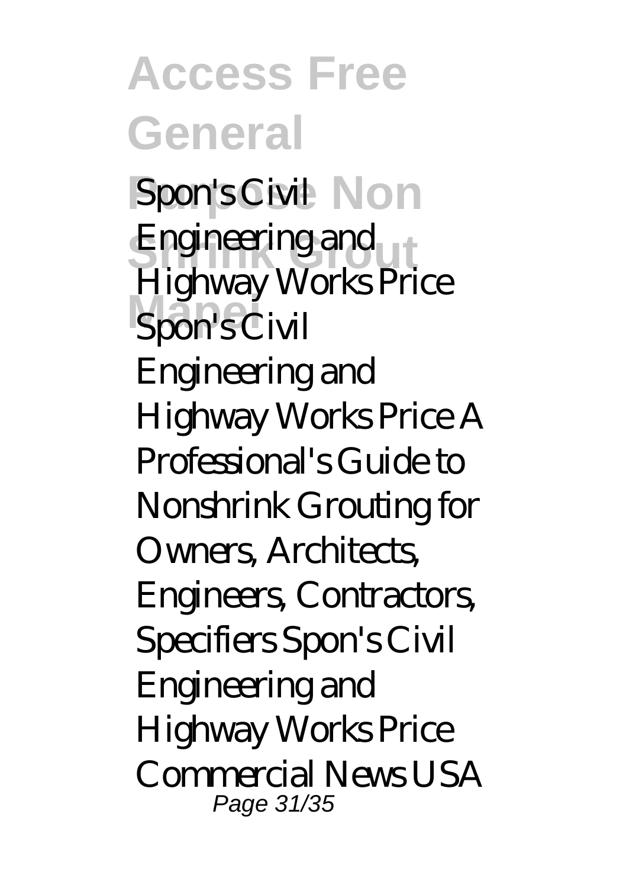Spon's Civil Engineering and Highway Works Price Spon's Civil Engineering and Highway Works Price A Professional's Guide to Nonshrink Grouting for Owners, Architects, Engineers, Contractors, Specifiers Spon's Civil Engineering and Highway Works Price Commercial News USA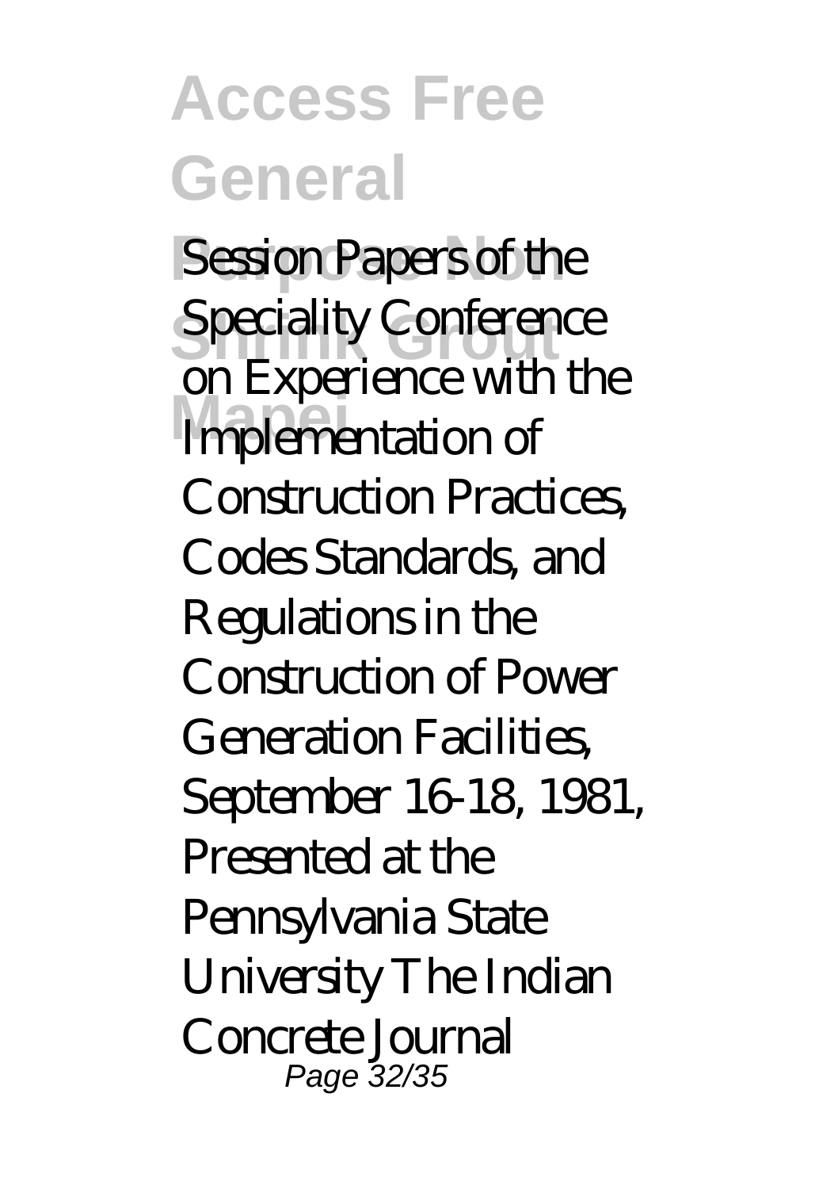Session Papers of the Speciality Conference on Experience with the Implementation of Construction Practices, Codes Standards, and Regulations in the Construction of Power Generation Facilities, September 16-18, 1981, Presented at the Pennsylvania State University The Indian Concrete Journal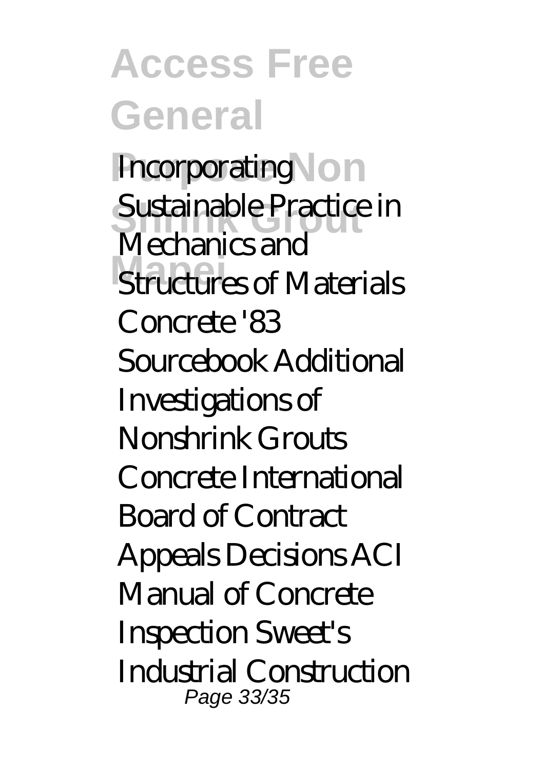Incorporating Sustainable Practice in Mechanics and Structures of Materials Concrete '83 Sourcebook Additional Investigations of Nonshrink Grouts Concrete International Board of Contract Appeals Decisions ACI Manual of Concrete Inspection Sweet's Industrial Construction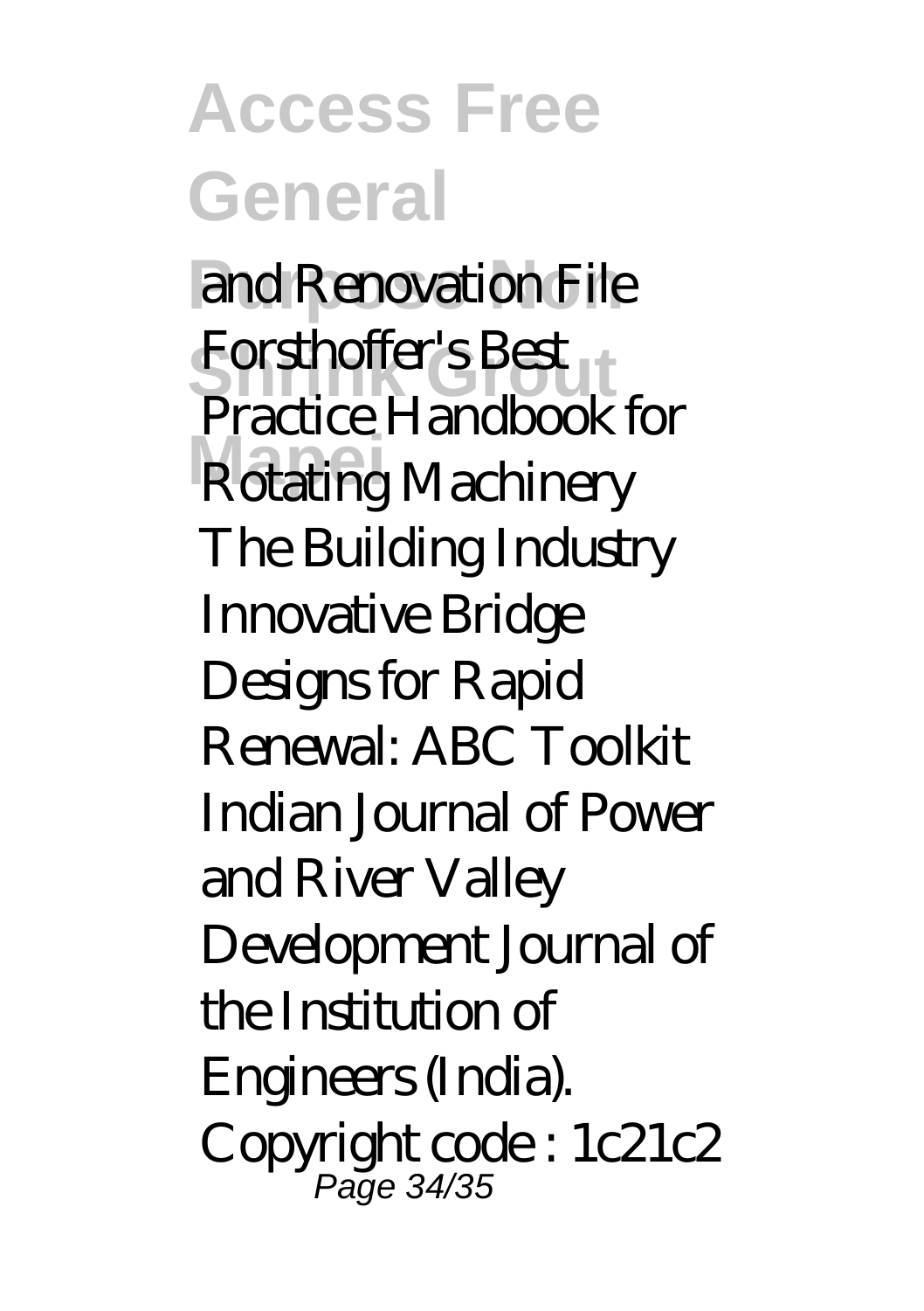and Renovation File Forsthoffer's Best Practice Handbook for Rotating Machinery The Building Industry Innovative Bridge Designs for Rapid Renewal: ABC Toolkit Indian Journal of Power and River Valley Development Journal of the Institution of Engineers (India).

Copyright code : 1c21c2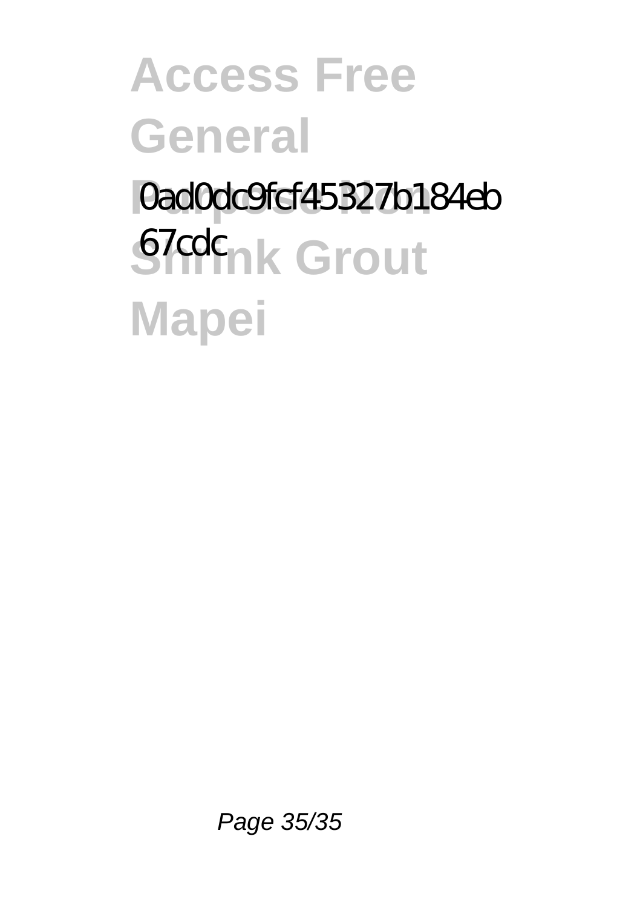# Access Free General Purpose Non Shrink Grout Mapei

0ad0dc9fcf45327b184eb67cdc